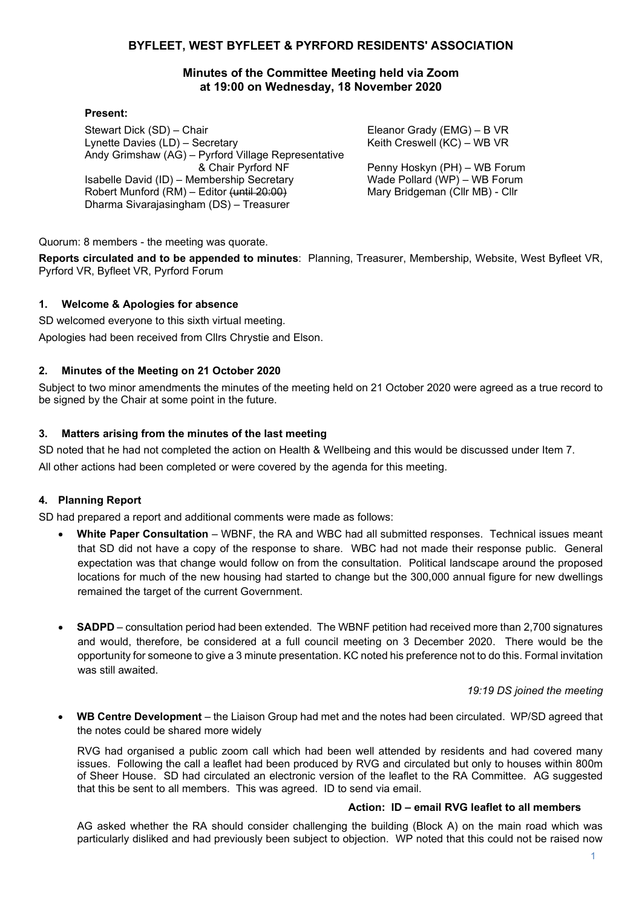# BYFLEET, WEST BYFLEET & PYRFORD RESIDENTS' ASSOCIATION

## Minutes of the Committee Meeting held via Zoom at 19:00 on Wednesday, 18 November 2020

**Present:**

Stewart Dick (SD) – Chair
Lynette Davies (LD) – Secretary
Andy Grimshaw (AG) – Pyrford Village Representative & Chair Pyrford NF
Isabelle David (ID) – Membership Secretary
Robert Munford (RM) – Editor ~~(until 20:00)~~
Dharma Sivarajasingham (DS) – Treasurer
Eleanor Grady (EMG) – B VR
Keith Creswell (KC) – WB VR
Penny Hoskyn (PH) – WB Forum
Wade Pollard (WP) – WB Forum
Mary Bridgeman (Cllr MB) - Cllr

Quorum: 8 members - the meeting was quorate.

**Reports circulated and to be appended to minutes**: Planning, Treasurer, Membership, Website, West Byfleet VR, Pyrford VR, Byfleet VR, Pyrford Forum

### 1. Welcome & Apologies for absence

SD welcomed everyone to this sixth virtual meeting.

Apologies had been received from Cllrs Chrystie and Elson.

### 2. Minutes of the Meeting on 21 October 2020

Subject to two minor amendments the minutes of the meeting held on 21 October 2020 were agreed as a true record to be signed by the Chair at some point in the future.

### 3. Matters arising from the minutes of the last meeting

SD noted that he had not completed the action on Health & Wellbeing and this would be discussed under Item 7.

All other actions had been completed or were covered by the agenda for this meeting.

### 4. Planning Report

SD had prepared a report and additional comments were made as follows:

- **White Paper Consultation** – WBNF, the RA and WBC had all submitted responses. Technical issues meant that SD did not have a copy of the response to share. WBC had not made their response public. General expectation was that change would follow on from the consultation. Political landscape around the proposed locations for much of the new housing had started to change but the 300,000 annual figure for new dwellings remained the target of the current Government.

- **SADPD** – consultation period had been extended. The WBNF petition had received more than 2,700 signatures and would, therefore, be considered at a full council meeting on 3 December 2020. There would be the opportunity for someone to give a 3 minute presentation. KC noted his preference not to do this. Formal invitation was still awaited.

*19:19 DS joined the meeting*

- **WB Centre Development** – the Liaison Group had met and the notes had been circulated. WP/SD agreed that the notes could be shared more widely

  RVG had organised a public zoom call which had been well attended by residents and had covered many issues. Following the call a leaflet had been produced by RVG and circulated but only to houses within 800m of Sheer House. SD had circulated an electronic version of the leaflet to the RA Committee. AG suggested that this be sent to all members. This was agreed. ID to send via email.

  **Action: ID – email RVG leaflet to all members**

  AG asked whether the RA should consider challenging the building (Block A) on the main road which was particularly disliked and had previously been subject to objection. WP noted that this could not be raised now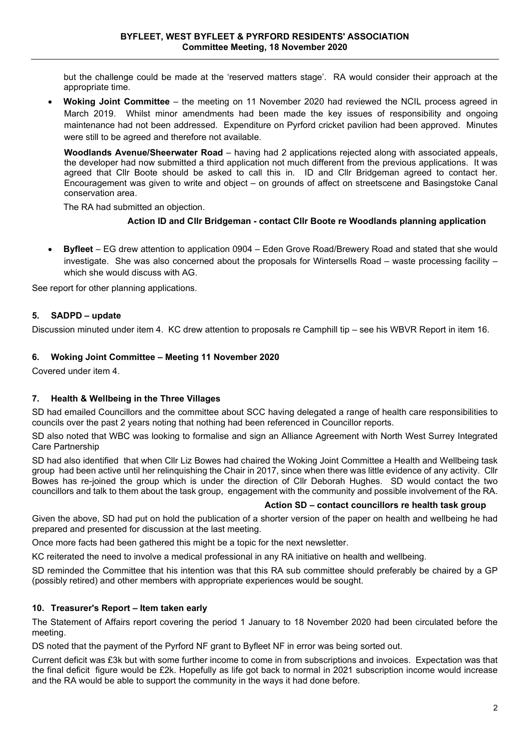but the challenge could be made at the 'reserved matters stage'. RA would consider their approach at the appropriate time.

- **Woking Joint Committee** – the meeting on 11 November 2020 had reviewed the NCIL process agreed in March 2019. Whilst minor amendments had been made the key issues of responsibility and ongoing maintenance had not been addressed. Expenditure on Pyrford cricket pavilion had been approved. Minutes were still to be agreed and therefore not available.

  **Woodlands Avenue/Sheerwater Road** – having had 2 applications rejected along with associated appeals, the developer had now submitted a third application not much different from the previous applications. It was agreed that Cllr Boote should be asked to call this in. ID and Cllr Bridgeman agreed to contact her. Encouragement was given to write and object – on grounds of affect on streetscene and Basingstoke Canal conservation area.

  The RA had submitted an objection.

  **Action ID and Cllr Bridgeman - contact Cllr Boote re Woodlands planning application**

- **Byfleet** – EG drew attention to application 0904 – Eden Grove Road/Brewery Road and stated that she would investigate. She was also concerned about the proposals for Wintersells Road – waste processing facility – which she would discuss with AG.

See report for other planning applications.

## 5. SADPD – update

Discussion minuted under item 4. KC drew attention to proposals re Camphill tip – see his WBVR Report in item 16.

## 6. Woking Joint Committee – Meeting 11 November 2020

Covered under item 4.

## 7. Health & Wellbeing in the Three Villages

SD had emailed Councillors and the committee about SCC having delegated a range of health care responsibilities to councils over the past 2 years noting that nothing had been referenced in Councillor reports.

SD also noted that WBC was looking to formalise and sign an Alliance Agreement with North West Surrey Integrated Care Partnership

SD had also identified that when Cllr Liz Bowes had chaired the Woking Joint Committee a Health and Wellbeing task group had been active until her relinquishing the Chair in 2017, since when there was little evidence of any activity. Cllr Bowes has re-joined the group which is under the direction of Cllr Deborah Hughes. SD would contact the two councillors and talk to them about the task group, engagement with the community and possible involvement of the RA.

**Action SD – contact councillors re health task group**

Given the above, SD had put on hold the publication of a shorter version of the paper on health and wellbeing he had prepared and presented for discussion at the last meeting.

Once more facts had been gathered this might be a topic for the next newsletter.

KC reiterated the need to involve a medical professional in any RA initiative on health and wellbeing.

SD reminded the Committee that his intention was that this RA sub committee should preferably be chaired by a GP (possibly retired) and other members with appropriate experiences would be sought.

## 10. Treasurer's Report – Item taken early

The Statement of Affairs report covering the period 1 January to 18 November 2020 had been circulated before the meeting.

DS noted that the payment of the Pyrford NF grant to Byfleet NF in error was being sorted out.

Current deficit was £3k but with some further income to come in from subscriptions and invoices. Expectation was that the final deficit figure would be £2k. Hopefully as life got back to normal in 2021 subscription income would increase and the RA would be able to support the community in the ways it had done before.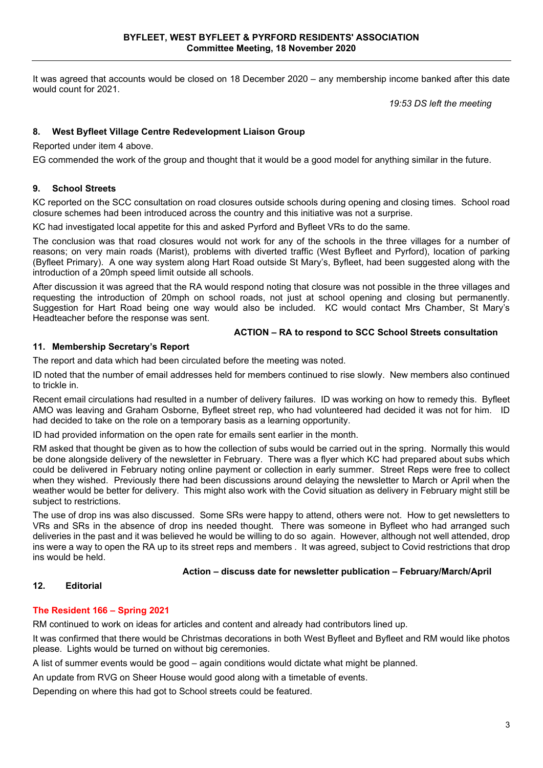It was agreed that accounts would be closed on 18 December 2020 – any membership income banked after this date would count for 2021.

*19:53 DS left the meeting*

## 8. West Byfleet Village Centre Redevelopment Liaison Group

Reported under item 4 above.

EG commended the work of the group and thought that it would be a good model for anything similar in the future.

## 9. School Streets

KC reported on the SCC consultation on road closures outside schools during opening and closing times. School road closure schemes had been introduced across the country and this initiative was not a surprise.

KC had investigated local appetite for this and asked Pyrford and Byfleet VRs to do the same.

The conclusion was that road closures would not work for any of the schools in the three villages for a number of reasons; on very main roads (Marist), problems with diverted traffic (West Byfleet and Pyrford), location of parking (Byfleet Primary). A one way system along Hart Road outside St Mary's, Byfleet, had been suggested along with the introduction of a 20mph speed limit outside all schools.

After discussion it was agreed that the RA would respond noting that closure was not possible in the three villages and requesting the introduction of 20mph on school roads, not just at school opening and closing but permanently. Suggestion for Hart Road being one way would also be included. KC would contact Mrs Chamber, St Mary's Headteacher before the response was sent.

**ACTION – RA to respond to SCC School Streets consultation**

## 11. Membership Secretary's Report

The report and data which had been circulated before the meeting was noted.

ID noted that the number of email addresses held for members continued to rise slowly. New members also continued to trickle in.

Recent email circulations had resulted in a number of delivery failures. ID was working on how to remedy this. Byfleet AMO was leaving and Graham Osborne, Byfleet street rep, who had volunteered had decided it was not for him. ID had decided to take on the role on a temporary basis as a learning opportunity.

ID had provided information on the open rate for emails sent earlier in the month.

RM asked that thought be given as to how the collection of subs would be carried out in the spring. Normally this would be done alongside delivery of the newsletter in February. There was a flyer which KC had prepared about subs which could be delivered in February noting online payment or collection in early summer. Street Reps were free to collect when they wished. Previously there had been discussions around delaying the newsletter to March or April when the weather would be better for delivery. This might also work with the Covid situation as delivery in February might still be subject to restrictions.

The use of drop ins was also discussed. Some SRs were happy to attend, others were not. How to get newsletters to VRs and SRs in the absence of drop ins needed thought. There was someone in Byfleet who had arranged such deliveries in the past and it was believed he would be willing to do so again. However, although not well attended, drop ins were a way to open the RA up to its street reps and members . It was agreed, subject to Covid restrictions that drop ins would be held.

**Action – discuss date for newsletter publication – February/March/April**

## 12. Editorial

### The Resident 166 – Spring 2021

RM continued to work on ideas for articles and content and already had contributors lined up.

It was confirmed that there would be Christmas decorations in both West Byfleet and Byfleet and RM would like photos please. Lights would be turned on without big ceremonies.

A list of summer events would be good – again conditions would dictate what might be planned.

An update from RVG on Sheer House would good along with a timetable of events.

Depending on where this had got to School streets could be featured.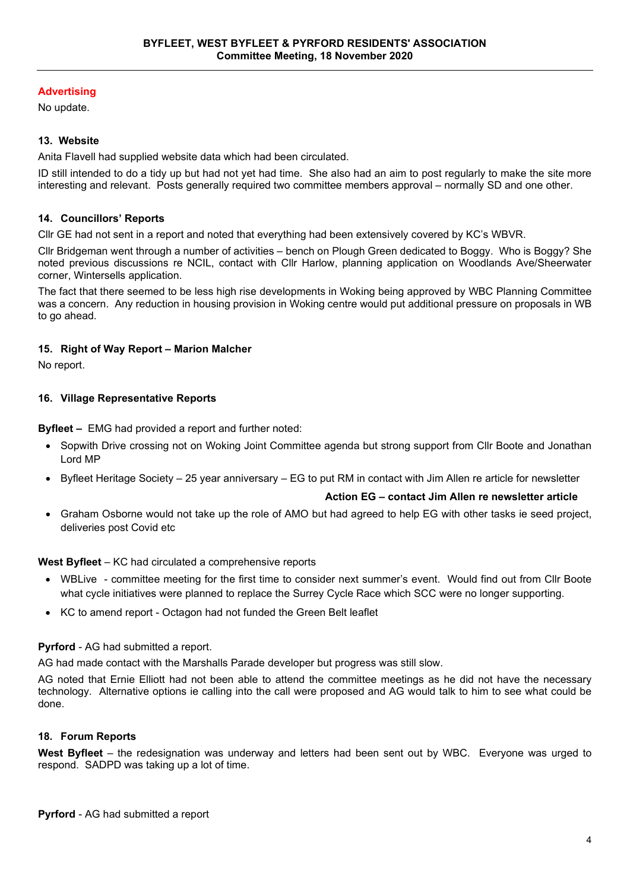### Advertising

No update.

### 13. Website

Anita Flavell had supplied website data which had been circulated.

ID still intended to do a tidy up but had not yet had time. She also had an aim to post regularly to make the site more interesting and relevant. Posts generally required two committee members approval – normally SD and one other.

### 14. Councillors' Reports

Cllr GE had not sent in a report and noted that everything had been extensively covered by KC's WBVR.

Cllr Bridgeman went through a number of activities – bench on Plough Green dedicated to Boggy. Who is Boggy? She noted previous discussions re NCIL, contact with Cllr Harlow, planning application on Woodlands Ave/Sheerwater corner, Wintersells application.

The fact that there seemed to be less high rise developments in Woking being approved by WBC Planning Committee was a concern. Any reduction in housing provision in Woking centre would put additional pressure on proposals in WB to go ahead.

### 15. Right of Way Report – Marion Malcher

No report.

### 16. Village Representative Reports

**Byfleet –** EMG had provided a report and further noted:

- Sopwith Drive crossing not on Woking Joint Committee agenda but strong support from Cllr Boote and Jonathan Lord MP
- Byfleet Heritage Society – 25 year anniversary – EG to put RM in contact with Jim Allen re article for newsletter

  **Action EG – contact Jim Allen re newsletter article**

- Graham Osborne would not take up the role of AMO but had agreed to help EG with other tasks ie seed project, deliveries post Covid etc

**West Byfleet** – KC had circulated a comprehensive reports

- WBLive - committee meeting for the first time to consider next summer's event. Would find out from Cllr Boote what cycle initiatives were planned to replace the Surrey Cycle Race which SCC were no longer supporting.
- KC to amend report - Octagon had not funded the Green Belt leaflet

**Pyrford** - AG had submitted a report.

AG had made contact with the Marshalls Parade developer but progress was still slow.

AG noted that Ernie Elliott had not been able to attend the committee meetings as he did not have the necessary technology. Alternative options ie calling into the call were proposed and AG would talk to him to see what could be done.

### 18. Forum Reports

**West Byfleet** – the redesignation was underway and letters had been sent out by WBC. Everyone was urged to respond. SADPD was taking up a lot of time.

**Pyrford** - AG had submitted a report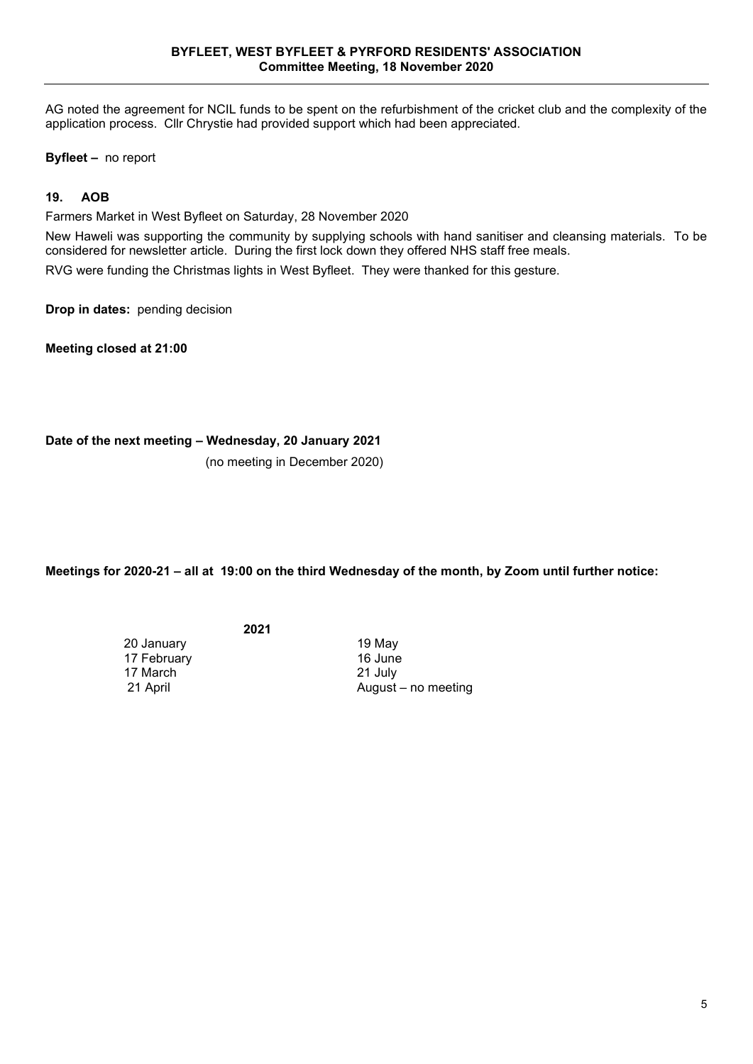AG noted the agreement for NCIL funds to be spent on the refurbishment of the cricket club and the complexity of the application process. Cllr Chrystie had provided support which had been appreciated.

**Byfleet –** no report

## 19. AOB

Farmers Market in West Byfleet on Saturday, 28 November 2020

New Haweli was supporting the community by supplying schools with hand sanitiser and cleansing materials. To be considered for newsletter article. During the first lock down they offered NHS staff free meals.

RVG were funding the Christmas lights in West Byfleet. They were thanked for this gesture.

**Drop in dates:** pending decision

**Meeting closed at 21:00**

**Date of the next meeting – Wednesday, 20 January 2021**

(no meeting in December 2020)

**Meetings for 2020-21 – all at 19:00 on the third Wednesday of the month, by Zoom until further notice:**

**2021**

| | |
|---|---|
| 20 January | 19 May |
| 17 February | 16 June |
| 17 March | 21 July |
| 21 April | August – no meeting |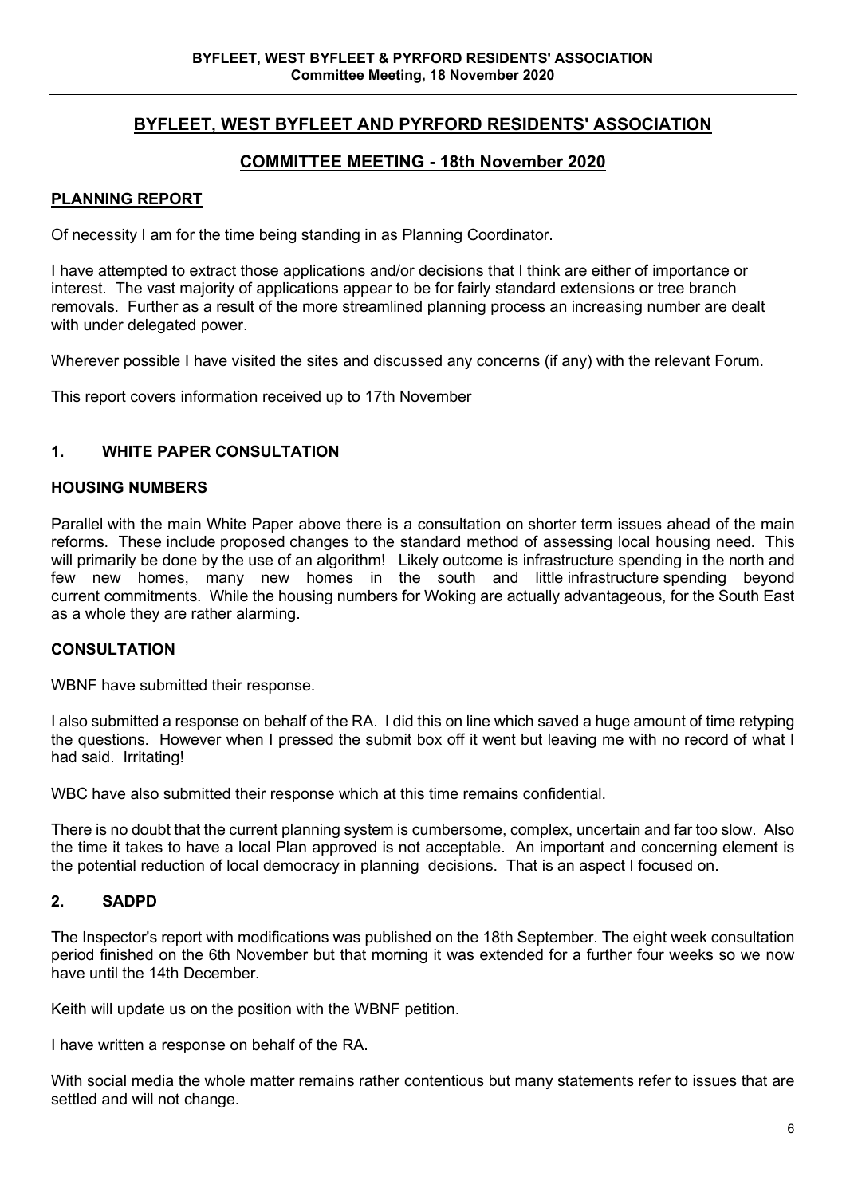# BYFLEET, WEST BYFLEET AND PYRFORD RESIDENTS' ASSOCIATION

## COMMITTEE MEETING - 18th November 2020

### PLANNING REPORT

Of necessity I am for the time being standing in as Planning Coordinator.

I have attempted to extract those applications and/or decisions that I think are either of importance or interest. The vast majority of applications appear to be for fairly standard extensions or tree branch removals. Further as a result of the more streamlined planning process an increasing number are dealt with under delegated power.

Wherever possible I have visited the sites and discussed any concerns (if any) with the relevant Forum.

This report covers information received up to 17th November

### 1. WHITE PAPER CONSULTATION

#### HOUSING NUMBERS

Parallel with the main White Paper above there is a consultation on shorter term issues ahead of the main reforms. These include proposed changes to the standard method of assessing local housing need. This will primarily be done by the use of an algorithm! Likely outcome is infrastructure spending in the north and few new homes, many new homes in the south and little infrastructure spending beyond current commitments. While the housing numbers for Woking are actually advantageous, for the South East as a whole they are rather alarming.

#### CONSULTATION

WBNF have submitted their response.

I also submitted a response on behalf of the RA. I did this on line which saved a huge amount of time retyping the questions. However when I pressed the submit box off it went but leaving me with no record of what I had said. Irritating!

WBC have also submitted their response which at this time remains confidential.

There is no doubt that the current planning system is cumbersome, complex, uncertain and far too slow. Also the time it takes to have a local Plan approved is not acceptable. An important and concerning element is the potential reduction of local democracy in planning decisions. That is an aspect I focused on.

### 2. SADPD

The Inspector's report with modifications was published on the 18th September. The eight week consultation period finished on the 6th November but that morning it was extended for a further four weeks so we now have until the 14th December.

Keith will update us on the position with the WBNF petition.

I have written a response on behalf of the RA.

With social media the whole matter remains rather contentious but many statements refer to issues that are settled and will not change.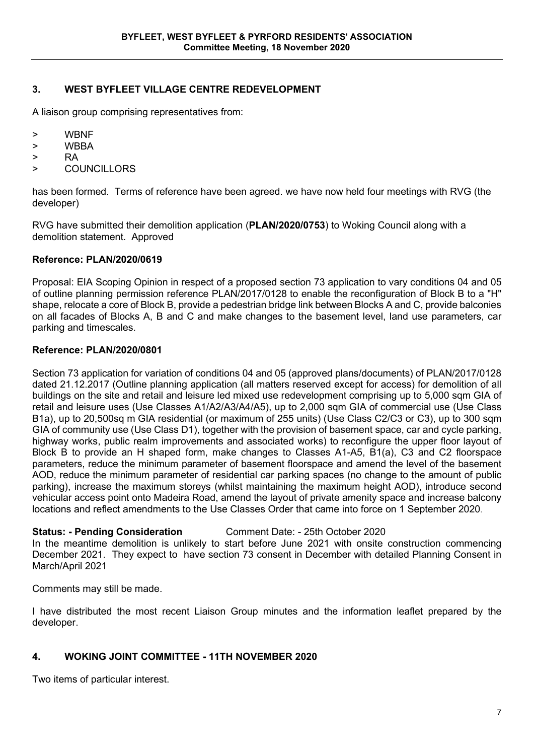## 3. WEST BYFLEET VILLAGE CENTRE REDEVELOPMENT

A liaison group comprising representatives from:

> WBNF
> WBBA
> RA
> COUNCILLORS

has been formed. Terms of reference have been agreed. we have now held four meetings with RVG (the developer)

RVG have submitted their demolition application (**PLAN/2020/0753**) to Woking Council along with a demolition statement. Approved

### Reference: PLAN/2020/0619

Proposal: EIA Scoping Opinion in respect of a proposed section 73 application to vary conditions 04 and 05 of outline planning permission reference PLAN/2017/0128 to enable the reconfiguration of Block B to a "H" shape, relocate a core of Block B, provide a pedestrian bridge link between Blocks A and C, provide balconies on all facades of Blocks A, B and C and make changes to the basement level, land use parameters, car parking and timescales.

### Reference: PLAN/2020/0801

Section 73 application for variation of conditions 04 and 05 (approved plans/documents) of PLAN/2017/0128 dated 21.12.2017 (Outline planning application (all matters reserved except for access) for demolition of all buildings on the site and retail and leisure led mixed use redevelopment comprising up to 5,000 sqm GIA of retail and leisure uses (Use Classes A1/A2/A3/A4/A5), up to 2,000 sqm GIA of commercial use (Use Class B1a), up to 20,500sq m GIA residential (or maximum of 255 units) (Use Class C2/C3 or C3), up to 300 sqm GIA of community use (Use Class D1), together with the provision of basement space, car and cycle parking, highway works, public realm improvements and associated works) to reconfigure the upper floor layout of Block B to provide an H shaped form, make changes to Classes A1-A5, B1(a), C3 and C2 floorspace parameters, reduce the minimum parameter of basement floorspace and amend the level of the basement AOD, reduce the minimum parameter of residential car parking spaces (no change to the amount of public parking), increase the maximum storeys (whilst maintaining the maximum height AOD), introduce second vehicular access point onto Madeira Road, amend the layout of private amenity space and increase balcony locations and reflect amendments to the Use Classes Order that came into force on 1 September 2020.

**Status: - Pending Consideration** Comment Date: - 25th October 2020

In the meantime demolition is unlikely to start before June 2021 with onsite construction commencing December 2021. They expect to have section 73 consent in December with detailed Planning Consent in March/April 2021

Comments may still be made.

I have distributed the most recent Liaison Group minutes and the information leaflet prepared by the developer.

## 4. WOKING JOINT COMMITTEE - 11TH NOVEMBER 2020

Two items of particular interest.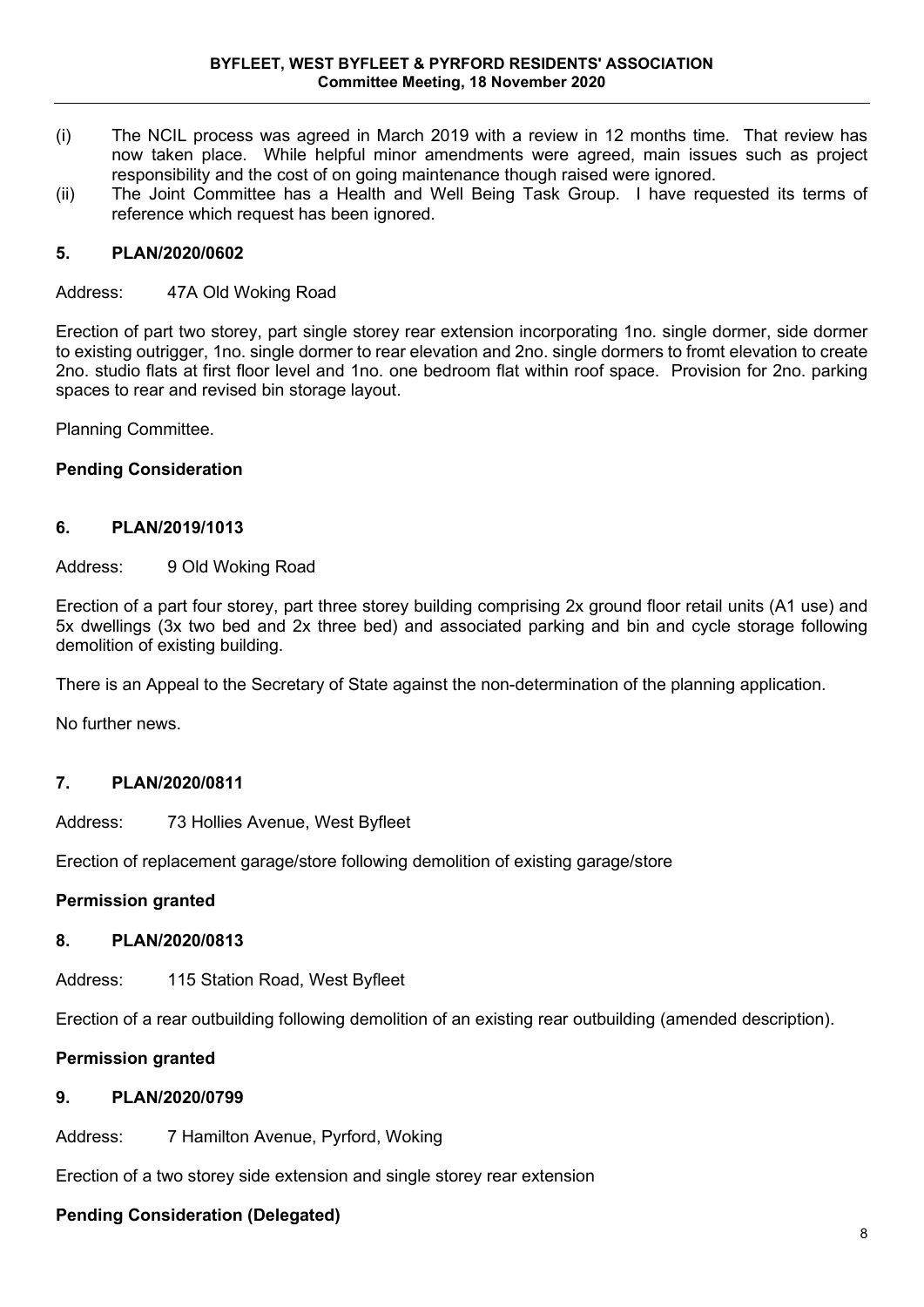(i) The NCIL process was agreed in March 2019 with a review in 12 months time. That review has now taken place. While helpful minor amendments were agreed, main issues such as project responsibility and the cost of on going maintenance though raised were ignored.

(ii) The Joint Committee has a Health and Well Being Task Group. I have requested its terms of reference which request has been ignored.

## 5. PLAN/2020/0602

Address: 47A Old Woking Road

Erection of part two storey, part single storey rear extension incorporating 1no. single dormer, side dormer to existing outrigger, 1no. single dormer to rear elevation and 2no. single dormers to fromt elevation to create 2no. studio flats at first floor level and 1no. one bedroom flat within roof space. Provision for 2no. parking spaces to rear and revised bin storage layout.

Planning Committee.

**Pending Consideration**

## 6. PLAN/2019/1013

Address: 9 Old Woking Road

Erection of a part four storey, part three storey building comprising 2x ground floor retail units (A1 use) and 5x dwellings (3x two bed and 2x three bed) and associated parking and bin and cycle storage following demolition of existing building.

There is an Appeal to the Secretary of State against the non-determination of the planning application.

No further news.

## 7. PLAN/2020/0811

Address: 73 Hollies Avenue, West Byfleet

Erection of replacement garage/store following demolition of existing garage/store

**Permission granted**

## 8. PLAN/2020/0813

Address: 115 Station Road, West Byfleet

Erection of a rear outbuilding following demolition of an existing rear outbuilding (amended description).

**Permission granted**

## 9. PLAN/2020/0799

Address: 7 Hamilton Avenue, Pyrford, Woking

Erection of a two storey side extension and single storey rear extension

**Pending Consideration (Delegated)**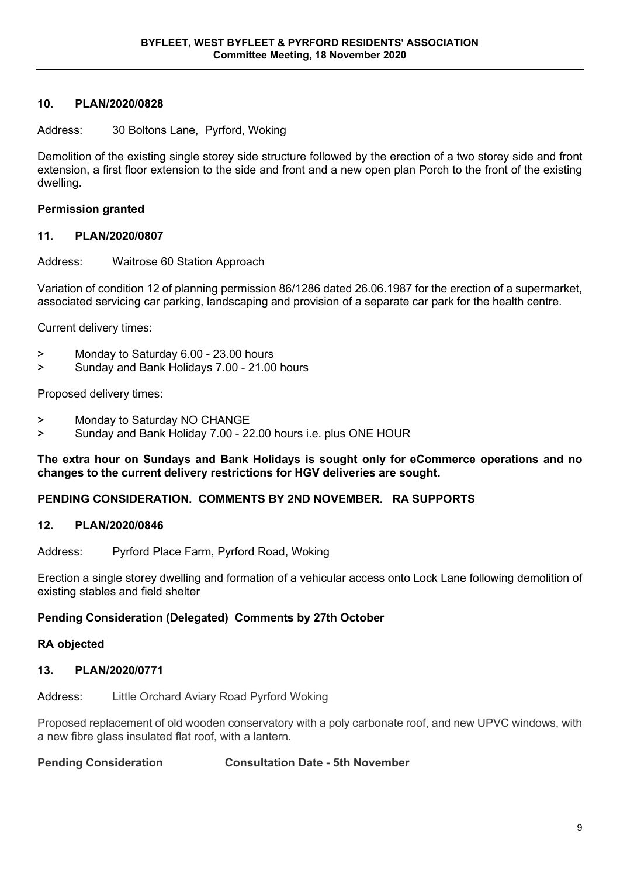## 10. PLAN/2020/0828

Address: 30 Boltons Lane, Pyrford, Woking

Demolition of the existing single storey side structure followed by the erection of a two storey side and front extension, a first floor extension to the side and front and a new open plan Porch to the front of the existing dwelling.

**Permission granted**

## 11. PLAN/2020/0807

Address: Waitrose 60 Station Approach

Variation of condition 12 of planning permission 86/1286 dated 26.06.1987 for the erection of a supermarket, associated servicing car parking, landscaping and provision of a separate car park for the health centre.

Current delivery times:

> Monday to Saturday 6.00 - 23.00 hours
> Sunday and Bank Holidays 7.00 - 21.00 hours

Proposed delivery times:

> Monday to Saturday NO CHANGE
> Sunday and Bank Holiday 7.00 - 22.00 hours i.e. plus ONE HOUR

**The extra hour on Sundays and Bank Holidays is sought only for eCommerce operations and no changes to the current delivery restrictions for HGV deliveries are sought.**

**PENDING CONSIDERATION. COMMENTS BY 2ND NOVEMBER. RA SUPPORTS**

## 12. PLAN/2020/0846

Address: Pyrford Place Farm, Pyrford Road, Woking

Erection a single storey dwelling and formation of a vehicular access onto Lock Lane following demolition of existing stables and field shelter

**Pending Consideration (Delegated) Comments by 27th October**

**RA objected**

## 13. PLAN/2020/0771

Address: Little Orchard Aviary Road Pyrford Woking

Proposed replacement of old wooden conservatory with a poly carbonate roof, and new UPVC windows, with a new fibre glass insulated flat roof, with a lantern.

**Pending Consideration Consultation Date - 5th November**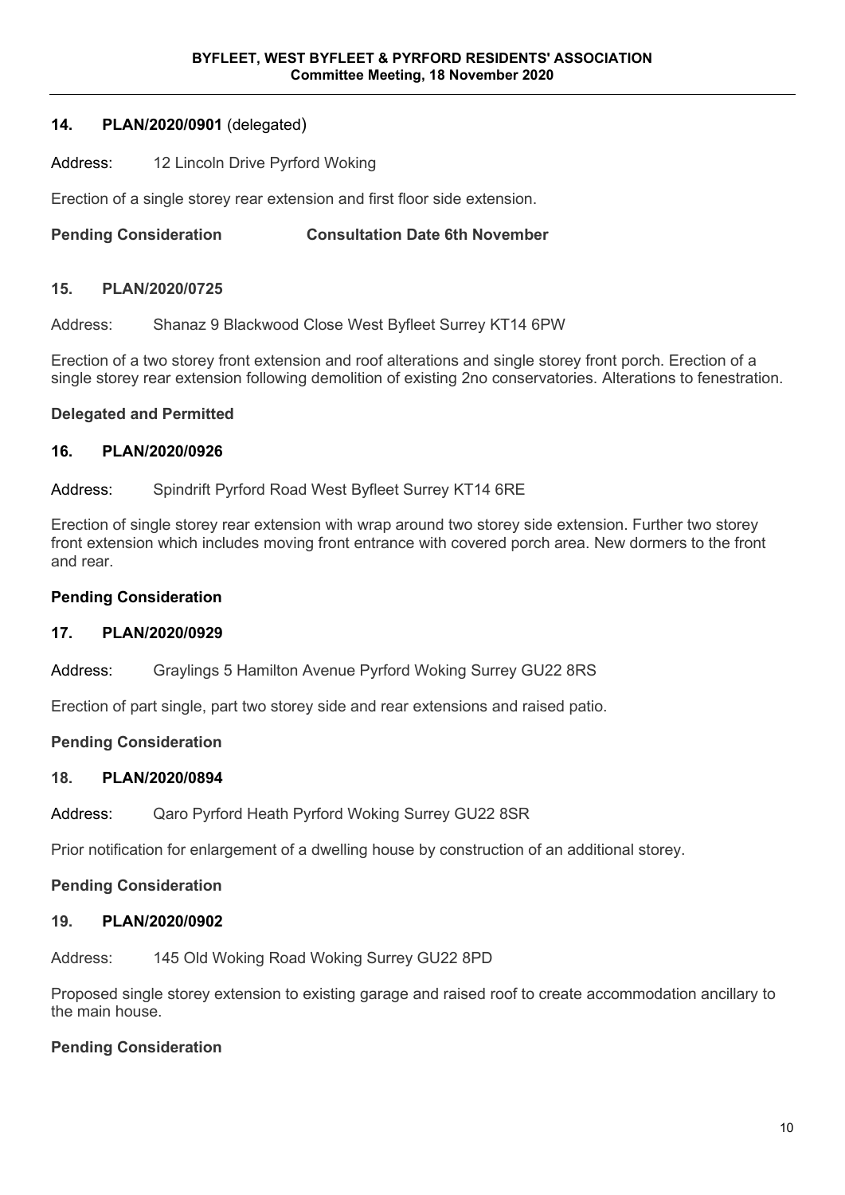### 14. PLAN/2020/0901 (delegated)

Address: 12 Lincoln Drive Pyrford Woking

Erection of a single storey rear extension and first floor side extension.

**Pending Consideration** **Consultation Date 6th November**

### 15. PLAN/2020/0725

Address: Shanaz 9 Blackwood Close West Byfleet Surrey KT14 6PW

Erection of a two storey front extension and roof alterations and single storey front porch. Erection of a single storey rear extension following demolition of existing 2no conservatories. Alterations to fenestration.

**Delegated and Permitted**

### 16. PLAN/2020/0926

Address: Spindrift Pyrford Road West Byfleet Surrey KT14 6RE

Erection of single storey rear extension with wrap around two storey side extension. Further two storey front extension which includes moving front entrance with covered porch area. New dormers to the front and rear.

**Pending Consideration**

### 17. PLAN/2020/0929

Address: Graylings 5 Hamilton Avenue Pyrford Woking Surrey GU22 8RS

Erection of part single, part two storey side and rear extensions and raised patio.

**Pending Consideration**

### 18. PLAN/2020/0894

Address: Qaro Pyrford Heath Pyrford Woking Surrey GU22 8SR

Prior notification for enlargement of a dwelling house by construction of an additional storey.

**Pending Consideration**

### 19. PLAN/2020/0902

Address: 145 Old Woking Road Woking Surrey GU22 8PD

Proposed single storey extension to existing garage and raised roof to create accommodation ancillary to the main house.

**Pending Consideration**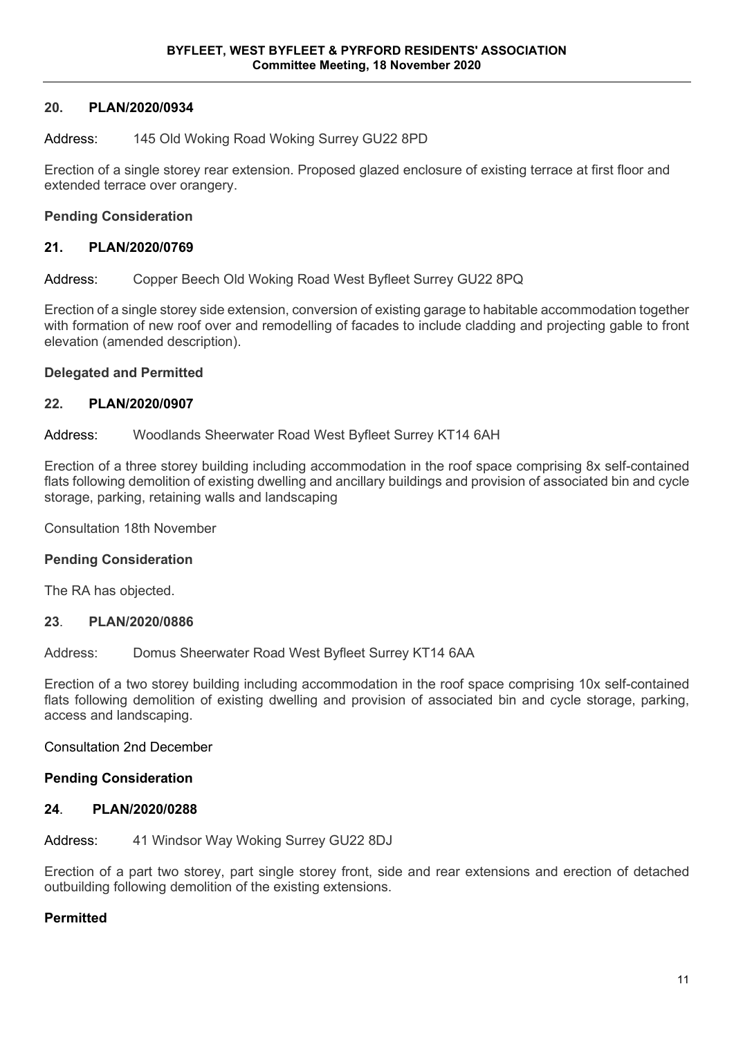## 20. PLAN/2020/0934

Address: 145 Old Woking Road Woking Surrey GU22 8PD

Erection of a single storey rear extension. Proposed glazed enclosure of existing terrace at first floor and extended terrace over orangery.

**Pending Consideration**

## 21. PLAN/2020/0769

Address: Copper Beech Old Woking Road West Byfleet Surrey GU22 8PQ

Erection of a single storey side extension, conversion of existing garage to habitable accommodation together with formation of new roof over and remodelling of facades to include cladding and projecting gable to front elevation (amended description).

**Delegated and Permitted**

## 22. PLAN/2020/0907

Address: Woodlands Sheerwater Road West Byfleet Surrey KT14 6AH

Erection of a three storey building including accommodation in the roof space comprising 8x self-contained flats following demolition of existing dwelling and ancillary buildings and provision of associated bin and cycle storage, parking, retaining walls and landscaping

Consultation 18th November

**Pending Consideration**

The RA has objected.

## 23. PLAN/2020/0886

Address: Domus Sheerwater Road West Byfleet Surrey KT14 6AA

Erection of a two storey building including accommodation in the roof space comprising 10x self-contained flats following demolition of existing dwelling and provision of associated bin and cycle storage, parking, access and landscaping.

Consultation 2nd December

**Pending Consideration**

## 24. PLAN/2020/0288

Address: 41 Windsor Way Woking Surrey GU22 8DJ

Erection of a part two storey, part single storey front, side and rear extensions and erection of detached outbuilding following demolition of the existing extensions.

**Permitted**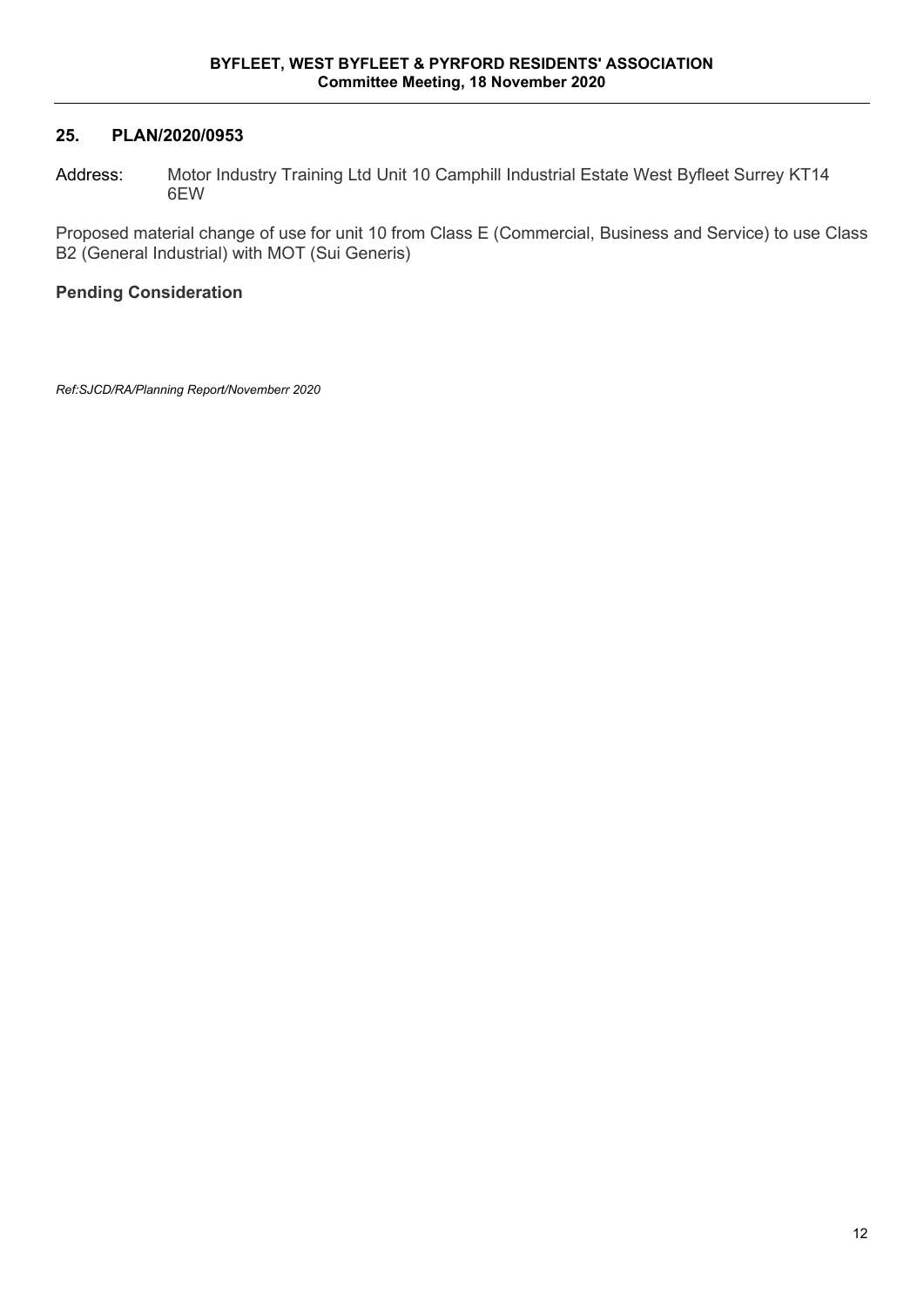## 25. PLAN/2020/0953

Address: Motor Industry Training Ltd Unit 10 Camphill Industrial Estate West Byfleet Surrey KT14 6EW

Proposed material change of use for unit 10 from Class E (Commercial, Business and Service) to use Class B2 (General Industrial) with MOT (Sui Generis)

**Pending Consideration**

*Ref:SJCD/RA/Planning Report/Novemberr 2020*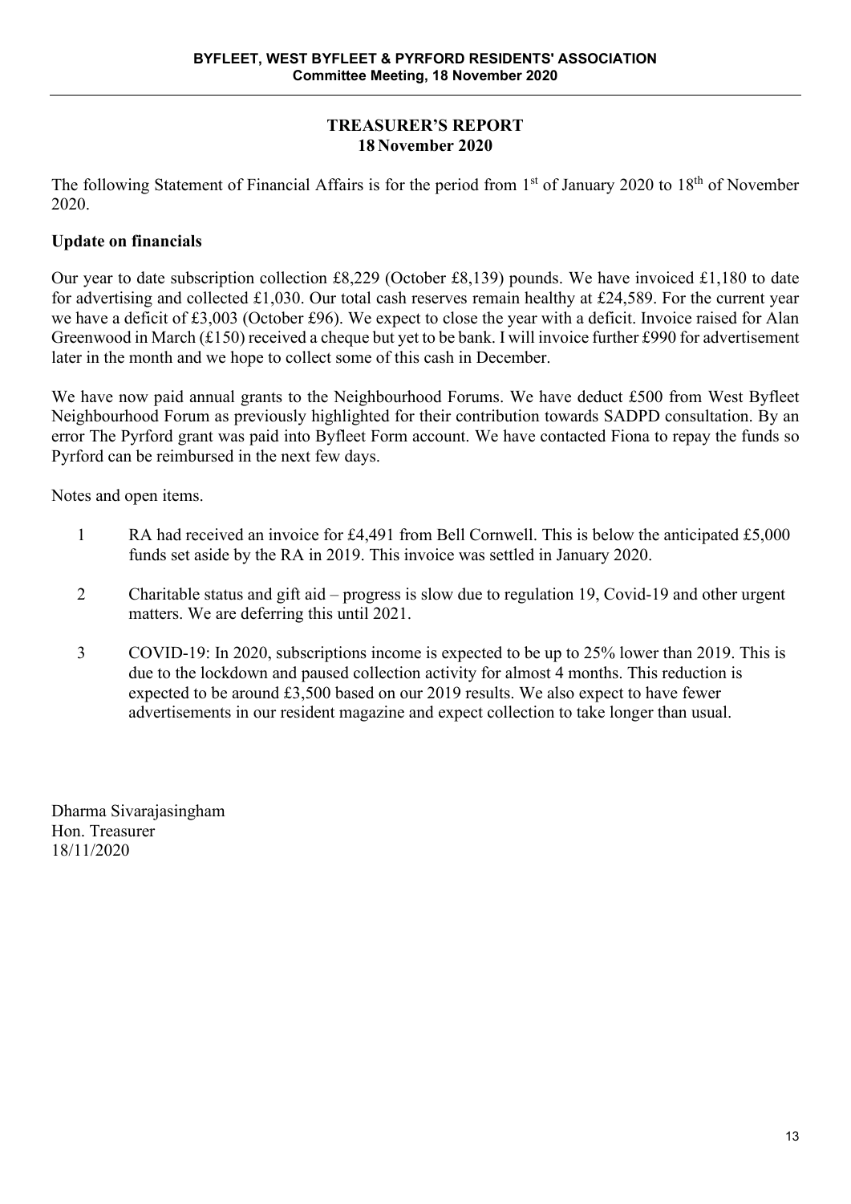**BYFLEET, WEST BYFLEET & PYRFORD RESIDENTS' ASSOCIATION**
**Committee Meeting, 18 November 2020**

# TREASURER'S REPORT
## 18 November 2020

The following Statement of Financial Affairs is for the period from 1st of January 2020 to 18th of November 2020.

**Update on financials**

Our year to date subscription collection £8,229 (October £8,139) pounds. We have invoiced £1,180 to date for advertising and collected £1,030. Our total cash reserves remain healthy at £24,589. For the current year we have a deficit of £3,003 (October £96). We expect to close the year with a deficit. Invoice raised for Alan Greenwood in March (£150) received a cheque but yet to be bank. I will invoice further £990 for advertisement later in the month and we hope to collect some of this cash in December.

We have now paid annual grants to the Neighbourhood Forums. We have deduct £500 from West Byfleet Neighbourhood Forum as previously highlighted for their contribution towards SADPD consultation. By an error The Pyrford grant was paid into Byfleet Form account. We have contacted Fiona to repay the funds so Pyrford can be reimbursed in the next few days.

Notes and open items.

1. RA had received an invoice for £4,491 from Bell Cornwell. This is below the anticipated £5,000 funds set aside by the RA in 2019. This invoice was settled in January 2020.

2. Charitable status and gift aid – progress is slow due to regulation 19, Covid-19 and other urgent matters. We are deferring this until 2021.

3. COVID-19: In 2020, subscriptions income is expected to be up to 25% lower than 2019. This is due to the lockdown and paused collection activity for almost 4 months. This reduction is expected to be around £3,500 based on our 2019 results. We also expect to have fewer advertisements in our resident magazine and expect collection to take longer than usual.

Dharma Sivarajasingham
Hon. Treasurer
18/11/2020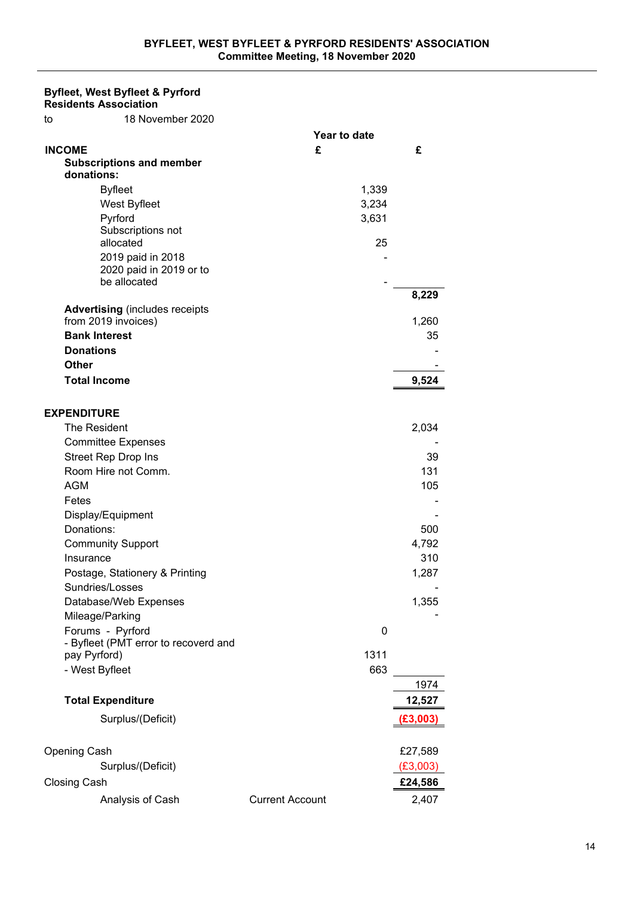**Byfleet, West Byfleet & Pyrford Residents Association**

to 18 November 2020

| | Year to date £ | £ |
|---|---|---|
| **INCOME** | | |
| **Subscriptions and member donations:** | | |
| Byfleet | 1,339 | |
| West Byfleet | 3,234 | |
| Pyrford | 3,631 | |
| Subscriptions not allocated | 25 | |
| 2019 paid in 2018 | - | |
| 2020 paid in 2019 or to be allocated | - | |
| | | **8,229** |
| **Advertising** (includes receipts from 2019 invoices) | | 1,260 |
| **Bank Interest** | | 35 |
| **Donations** | | - |
| **Other** | | - |
| **Total Income** | | **9,524** |
| | | |
| **EXPENDITURE** | | |
| The Resident | | 2,034 |
| Committee Expenses | | - |
| Street Rep Drop Ins | | 39 |
| Room Hire not Comm. | | 131 |
| AGM | | 105 |
| Fetes | | - |
| Display/Equipment | | - |
| Donations: | | 500 |
| Community Support | | 4,792 |
| Insurance | | 310 |
| Postage, Stationery & Printing | | 1,287 |
| Sundries/Losses | | - |
| Database/Web Expenses | | 1,355 |
| Mileage/Parking | | - |
| Forums - Pyrford | 0 | |
| - Byfleet (PMT error to recoverd and pay Pyrford) | 1311 | |
| - West Byfleet | 663 | |
| | | 1974 |
| **Total Expenditure** | | **12,527** |
| Surplus/(Deficit) | | **(£3,003)** |
| | | |
| Opening Cash | | £27,589 |
| Surplus/(Deficit) | | (£3,003) |
| Closing Cash | | **£24,586** |
| Analysis of Cash | Current Account | 2,407 |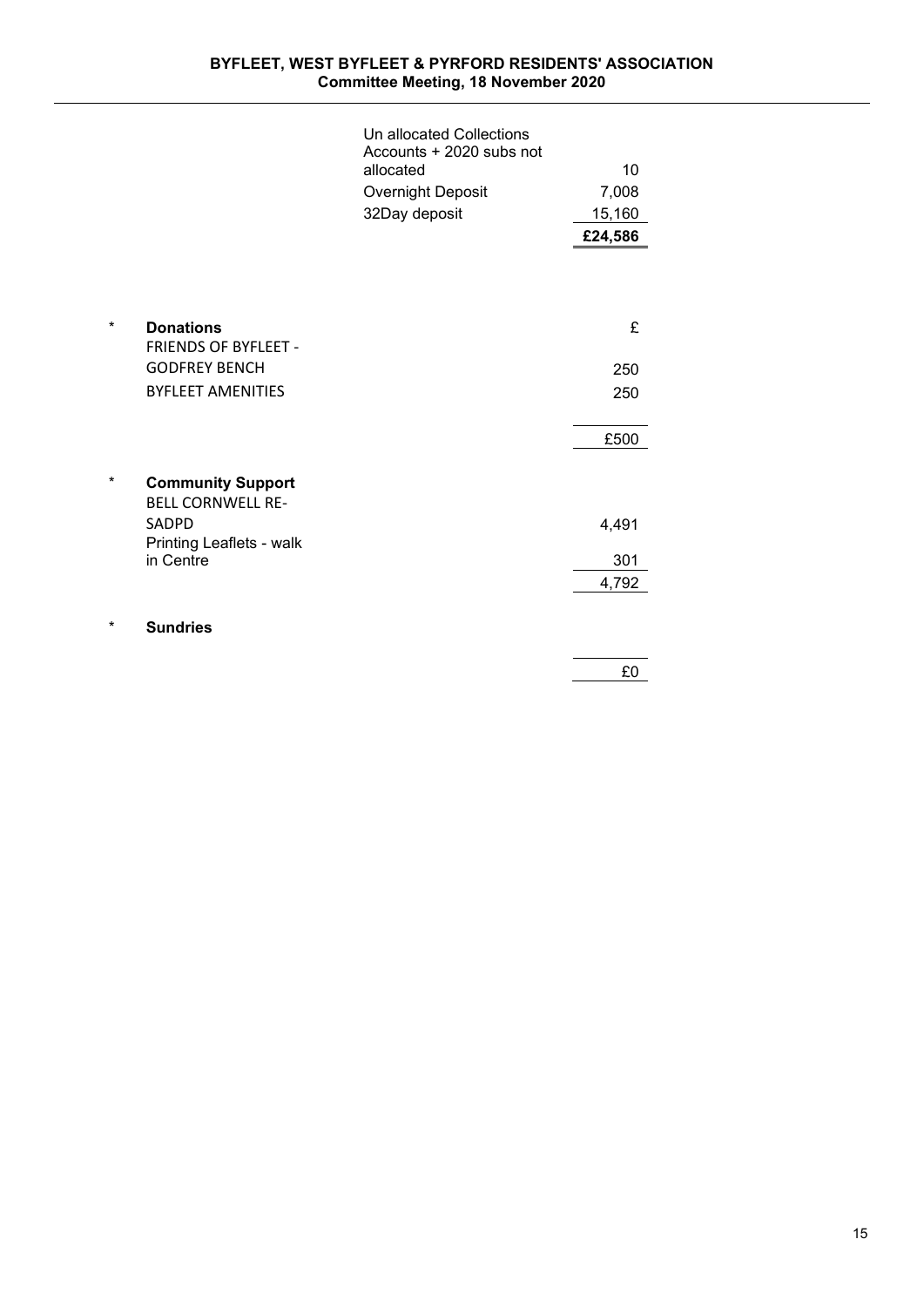| | |
|---|---|
| Un allocated Collections Accounts + 2020 subs not allocated | 10 |
| Overnight Deposit | 7,008 |
| 32Day deposit | 15,160 |
| | **£24,586** |

\* **Donations**

| | £ |
|---|---|
| FRIENDS OF BYFLEET - GODFREY BENCH | 250 |
| BYFLEET AMENITIES | 250 |
| | £500 |

\* **Community Support**

| | |
|---|---|
| BELL CORNWELL RE-SADPD | 4,491 |
| Printing Leaflets - walk in Centre | 301 |
| | 4,792 |

\* **Sundries**

| | |
|---|---|
| | £0 |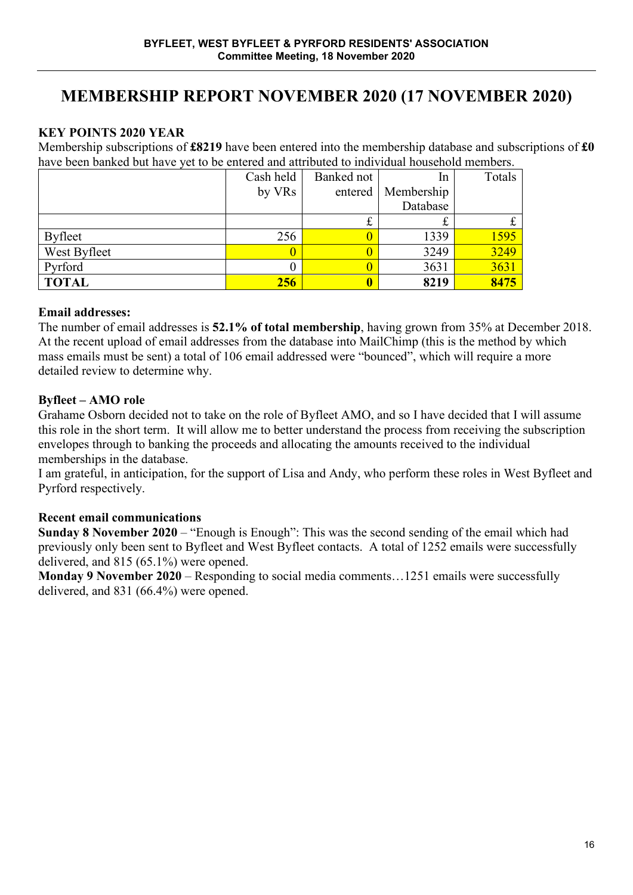BYFLEET, WEST BYFLEET & PYRFORD RESIDENTS' ASSOCIATION
Committee Meeting, 18 November 2020

# MEMBERSHIP REPORT NOVEMBER 2020 (17 NOVEMBER 2020)

### KEY POINTS 2020 YEAR

Membership subscriptions of **£8219** have been entered into the membership database and subscriptions of **£0** have been banked but have yet to be entered and attributed to individual household members.

| | Cash held by VRs | Banked not entered | In Membership Database | Totals |
|---|---|---|---|---|
| | | £ | £ | £ |
| Byfleet | 256 | 0 | 1339 | 1595 |
| West Byfleet | 0 | 0 | 3249 | 3249 |
| Pyrford | 0 | 0 | 3631 | 3631 |
| **TOTAL** | **256** | **0** | **8219** | **8475** |

### Email addresses:

The number of email addresses is **52.1% of total membership**, having grown from 35% at December 2018. At the recent upload of email addresses from the database into MailChimp (this is the method by which mass emails must be sent) a total of 106 email addressed were "bounced", which will require a more detailed review to determine why.

### Byfleet – AMO role

Grahame Osborn decided not to take on the role of Byfleet AMO, and so I have decided that I will assume this role in the short term. It will allow me to better understand the process from receiving the subscription envelopes through to banking the proceeds and allocating the amounts received to the individual memberships in the database.

I am grateful, in anticipation, for the support of Lisa and Andy, who perform these roles in West Byfleet and Pyrford respectively.

### Recent email communications

**Sunday 8 November 2020** – "Enough is Enough": This was the second sending of the email which had previously only been sent to Byfleet and West Byfleet contacts. A total of 1252 emails were successfully delivered, and 815 (65.1%) were opened.

**Monday 9 November 2020** – Responding to social media comments…1251 emails were successfully delivered, and 831 (66.4%) were opened.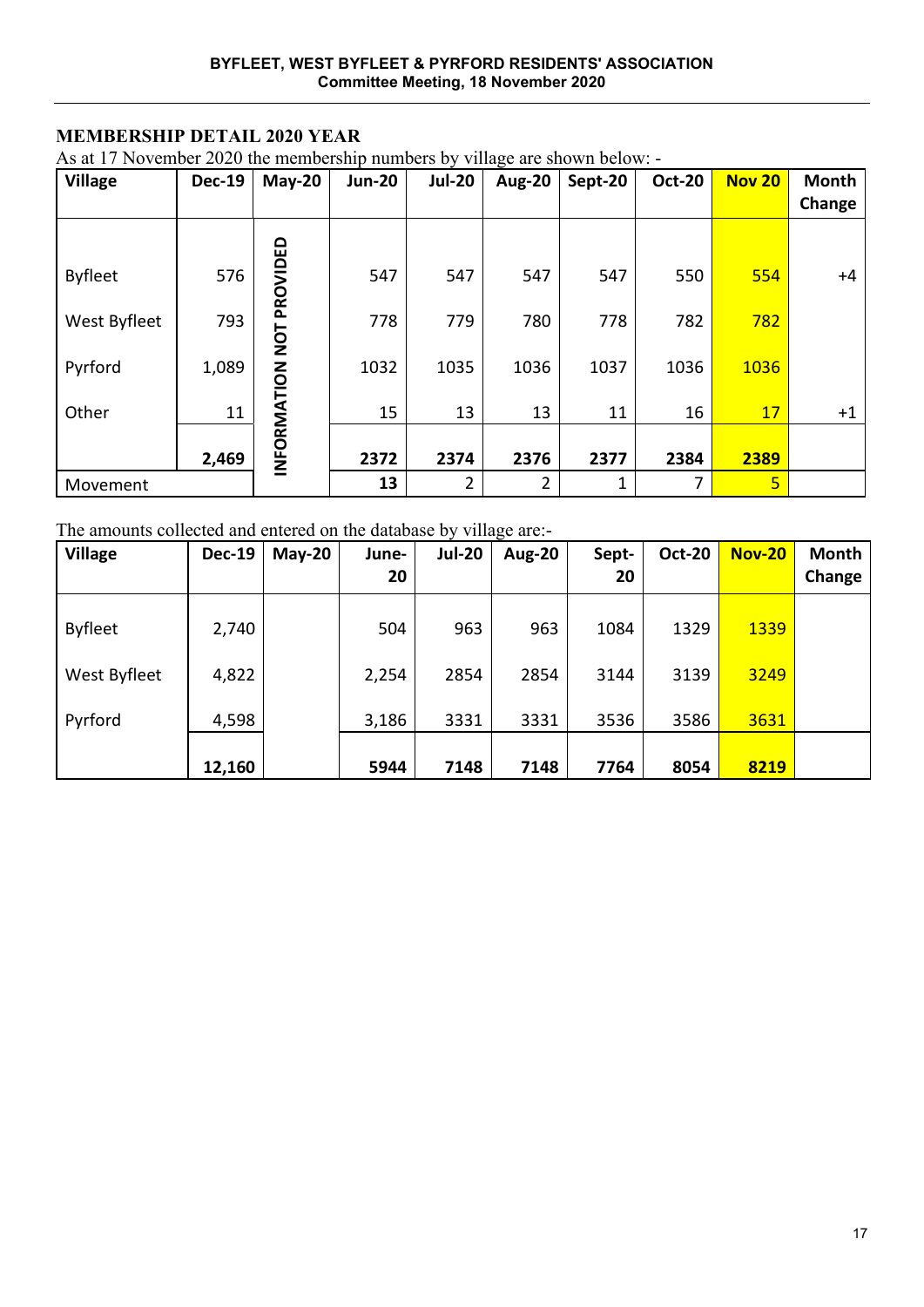BYFLEET, WEST BYFLEET & PYRFORD RESIDENTS' ASSOCIATION
Committee Meeting, 18 November 2020

## MEMBERSHIP DETAIL 2020 YEAR

As at 17 November 2020 the membership numbers by village are shown below: -

| Village | Dec-19 | May-20 | Jun-20 | Jul-20 | Aug-20 | Sept-20 | Oct-20 | Nov 20 | Month Change |
|---|---|---|---|---|---|---|---|---|---|
| Byfleet | 576 | INFORMATION NOT PROVIDED | 547 | 547 | 547 | 547 | 550 | 554 | +4 |
| West Byfleet | 793 | | 778 | 779 | 780 | 778 | 782 | 782 | |
| Pyrford | 1,089 | | 1032 | 1035 | 1036 | 1037 | 1036 | 1036 | |
| Other | 11 | | 15 | 13 | 13 | 11 | 16 | 17 | +1 |
| | **2,469** | | **2372** | **2374** | **2376** | **2377** | **2384** | **2389** | |
| Movement | | | **13** | 2 | 2 | 1 | 7 | 5 | |

The amounts collected and entered on the database by village are:-

| Village | Dec-19 | May-20 | June-20 | Jul-20 | Aug-20 | Sept-20 | Oct-20 | Nov-20 | Month Change |
|---|---|---|---|---|---|---|---|---|---|
| Byfleet | 2,740 | | 504 | 963 | 963 | 1084 | 1329 | 1339 | |
| West Byfleet | 4,822 | | 2,254 | 2854 | 2854 | 3144 | 3139 | 3249 | |
| Pyrford | 4,598 | | 3,186 | 3331 | 3331 | 3536 | 3586 | 3631 | |
| | **12,160** | | **5944** | **7148** | **7148** | **7764** | **8054** | **8219** | |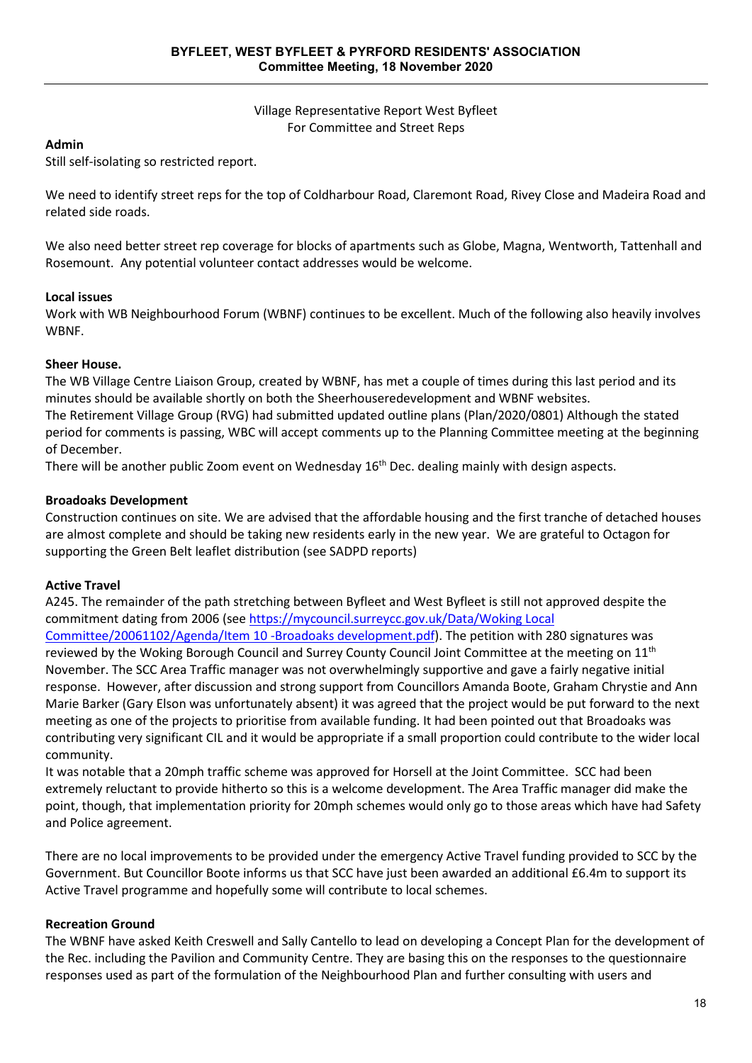Village Representative Report West Byfleet
For Committee and Street Reps

**Admin**

Still self-isolating so restricted report.

We need to identify street reps for the top of Coldharbour Road, Claremont Road, Rivey Close and Madeira Road and related side roads.

We also need better street rep coverage for blocks of apartments such as Globe, Magna, Wentworth, Tattenhall and Rosemount. Any potential volunteer contact addresses would be welcome.

**Local issues**

Work with WB Neighbourhood Forum (WBNF) continues to be excellent. Much of the following also heavily involves WBNF.

**Sheer House.**

The WB Village Centre Liaison Group, created by WBNF, has met a couple of times during this last period and its minutes should be available shortly on both the Sheerhouseredevelopment and WBNF websites.

The Retirement Village Group (RVG) had submitted updated outline plans (Plan/2020/0801) Although the stated period for comments is passing, WBC will accept comments up to the Planning Committee meeting at the beginning of December.

There will be another public Zoom event on Wednesday 16th Dec. dealing mainly with design aspects.

**Broadoaks Development**

Construction continues on site. We are advised that the affordable housing and the first tranche of detached houses are almost complete and should be taking new residents early in the new year. We are grateful to Octagon for supporting the Green Belt leaflet distribution (see SADPD reports)

**Active Travel**

A245. The remainder of the path stretching between Byfleet and West Byfleet is still not approved despite the commitment dating from 2006 (see https://mycouncil.surreycc.gov.uk/Data/Woking Local Committee/20061102/Agenda/Item 10 -Broadoaks development.pdf). The petition with 280 signatures was reviewed by the Woking Borough Council and Surrey County Council Joint Committee at the meeting on 11th November. The SCC Area Traffic manager was not overwhelmingly supportive and gave a fairly negative initial response. However, after discussion and strong support from Councillors Amanda Boote, Graham Chrystie and Ann Marie Barker (Gary Elson was unfortunately absent) it was agreed that the project would be put forward to the next meeting as one of the projects to prioritise from available funding. It had been pointed out that Broadoaks was contributing very significant CIL and it would be appropriate if a small proportion could contribute to the wider local community.

It was notable that a 20mph traffic scheme was approved for Horsell at the Joint Committee. SCC had been extremely reluctant to provide hitherto so this is a welcome development. The Area Traffic manager did make the point, though, that implementation priority for 20mph schemes would only go to those areas which have had Safety and Police agreement.

There are no local improvements to be provided under the emergency Active Travel funding provided to SCC by the Government. But Councillor Boote informs us that SCC have just been awarded an additional £6.4m to support its Active Travel programme and hopefully some will contribute to local schemes.

**Recreation Ground**

The WBNF have asked Keith Creswell and Sally Cantello to lead on developing a Concept Plan for the development of the Rec. including the Pavilion and Community Centre. They are basing this on the responses to the questionnaire responses used as part of the formulation of the Neighbourhood Plan and further consulting with users and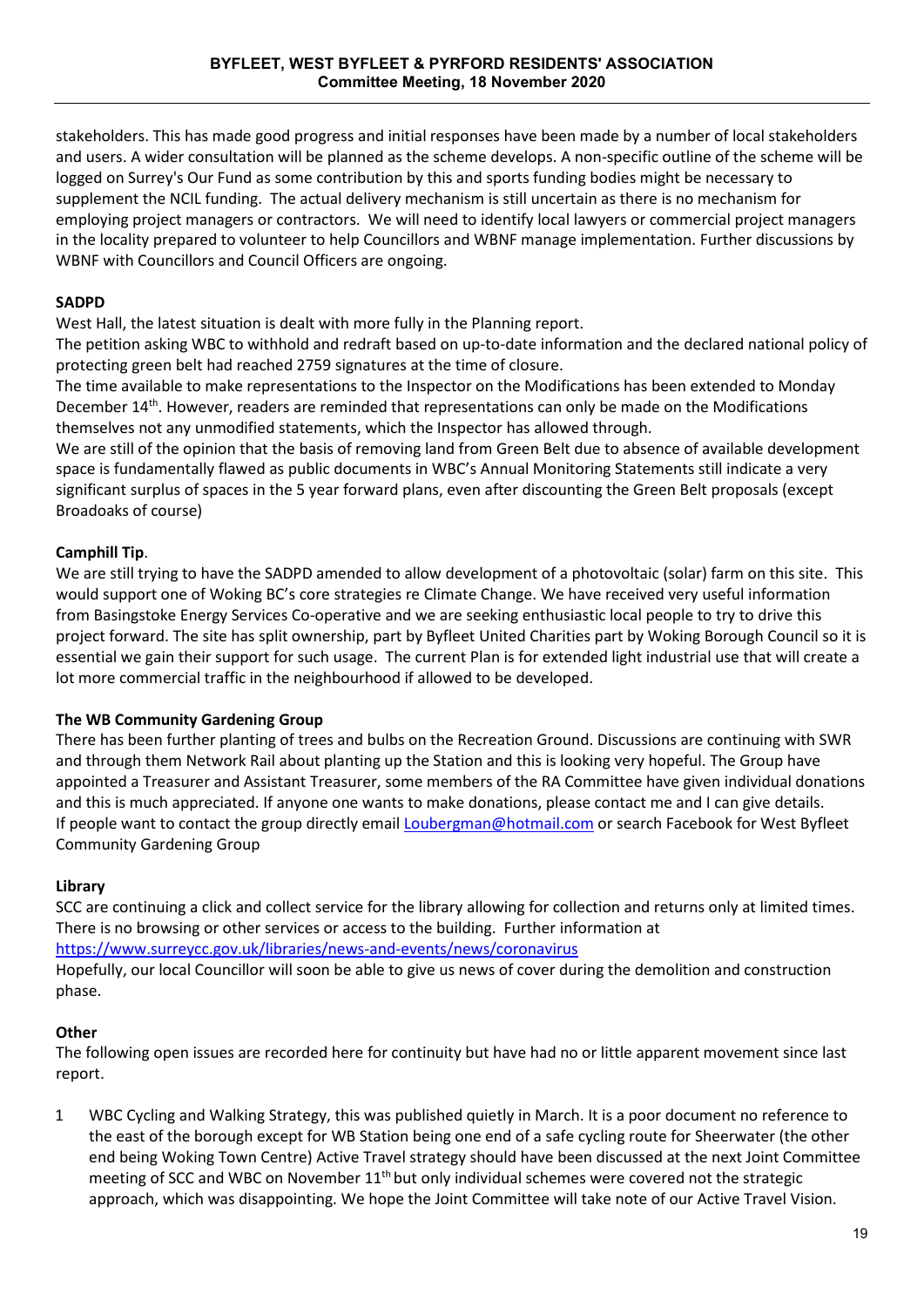stakeholders. This has made good progress and initial responses have been made by a number of local stakeholders and users. A wider consultation will be planned as the scheme develops. A non-specific outline of the scheme will be logged on Surrey's Our Fund as some contribution by this and sports funding bodies might be necessary to supplement the NCIL funding. The actual delivery mechanism is still uncertain as there is no mechanism for employing project managers or contractors. We will need to identify local lawyers or commercial project managers in the locality prepared to volunteer to help Councillors and WBNF manage implementation. Further discussions by WBNF with Councillors and Council Officers are ongoing.

**SADPD**

West Hall, the latest situation is dealt with more fully in the Planning report.

The petition asking WBC to withhold and redraft based on up-to-date information and the declared national policy of protecting green belt had reached 2759 signatures at the time of closure.

The time available to make representations to the Inspector on the Modifications has been extended to Monday December 14th. However, readers are reminded that representations can only be made on the Modifications themselves not any unmodified statements, which the Inspector has allowed through.

We are still of the opinion that the basis of removing land from Green Belt due to absence of available development space is fundamentally flawed as public documents in WBC's Annual Monitoring Statements still indicate a very significant surplus of spaces in the 5 year forward plans, even after discounting the Green Belt proposals (except Broadoaks of course)

**Camphill Tip**.

We are still trying to have the SADPD amended to allow development of a photovoltaic (solar) farm on this site. This would support one of Woking BC's core strategies re Climate Change. We have received very useful information from Basingstoke Energy Services Co-operative and we are seeking enthusiastic local people to try to drive this project forward. The site has split ownership, part by Byfleet United Charities part by Woking Borough Council so it is essential we gain their support for such usage. The current Plan is for extended light industrial use that will create a lot more commercial traffic in the neighbourhood if allowed to be developed.

**The WB Community Gardening Group**

There has been further planting of trees and bulbs on the Recreation Ground. Discussions are continuing with SWR and through them Network Rail about planting up the Station and this is looking very hopeful. The Group have appointed a Treasurer and Assistant Treasurer, some members of the RA Committee have given individual donations and this is much appreciated. If anyone one wants to make donations, please contact me and I can give details. If people want to contact the group directly email Loubergman@hotmail.com or search Facebook for West Byfleet Community Gardening Group

**Library**

SCC are continuing a click and collect service for the library allowing for collection and returns only at limited times. There is no browsing or other services or access to the building. Further information at https://www.surreycc.gov.uk/libraries/news-and-events/news/coronavirus

Hopefully, our local Councillor will soon be able to give us news of cover during the demolition and construction phase.

**Other**

The following open issues are recorded here for continuity but have had no or little apparent movement since last report.

1 WBC Cycling and Walking Strategy, this was published quietly in March. It is a poor document no reference to the east of the borough except for WB Station being one end of a safe cycling route for Sheerwater (the other end being Woking Town Centre) Active Travel strategy should have been discussed at the next Joint Committee meeting of SCC and WBC on November 11th but only individual schemes were covered not the strategic approach, which was disappointing. We hope the Joint Committee will take note of our Active Travel Vision.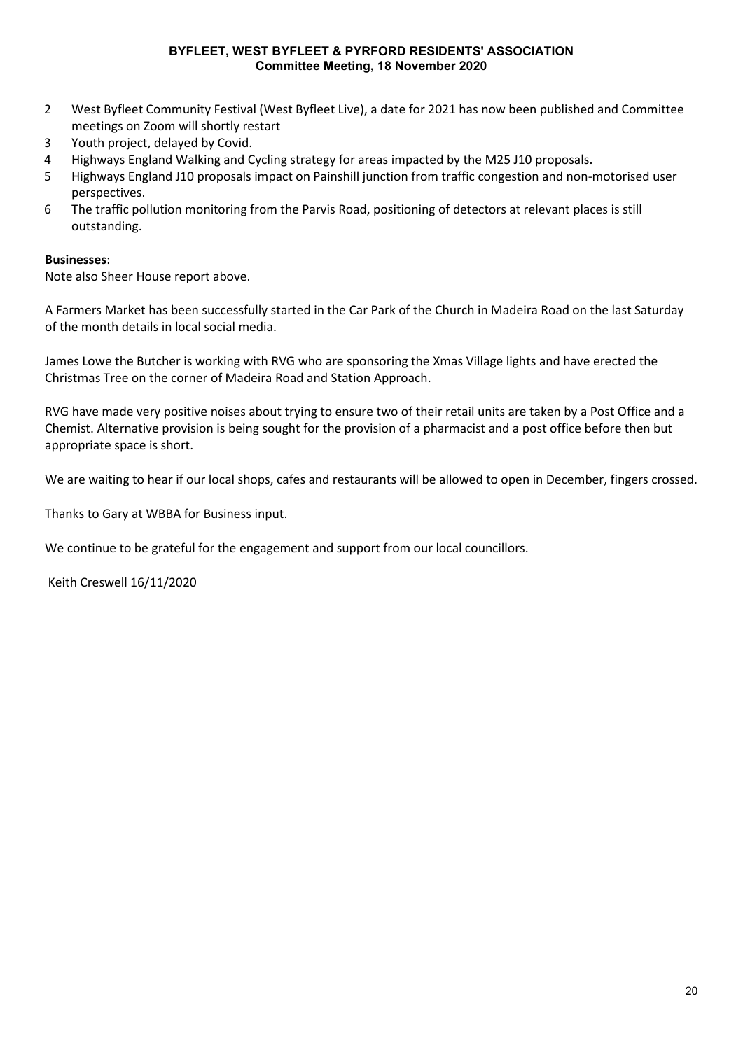2 West Byfleet Community Festival (West Byfleet Live), a date for 2021 has now been published and Committee meetings on Zoom will shortly restart
3 Youth project, delayed by Covid.
4 Highways England Walking and Cycling strategy for areas impacted by the M25 J10 proposals.
5 Highways England J10 proposals impact on Painshill junction from traffic congestion and non-motorised user perspectives.
6 The traffic pollution monitoring from the Parvis Road, positioning of detectors at relevant places is still outstanding.

**Businesses**:
Note also Sheer House report above.

A Farmers Market has been successfully started in the Car Park of the Church in Madeira Road on the last Saturday of the month details in local social media.

James Lowe the Butcher is working with RVG who are sponsoring the Xmas Village lights and have erected the Christmas Tree on the corner of Madeira Road and Station Approach.

RVG have made very positive noises about trying to ensure two of their retail units are taken by a Post Office and a Chemist. Alternative provision is being sought for the provision of a pharmacist and a post office before then but appropriate space is short.

We are waiting to hear if our local shops, cafes and restaurants will be allowed to open in December, fingers crossed.

Thanks to Gary at WBBA for Business input.

We continue to be grateful for the engagement and support from our local councillors.

Keith Creswell 16/11/2020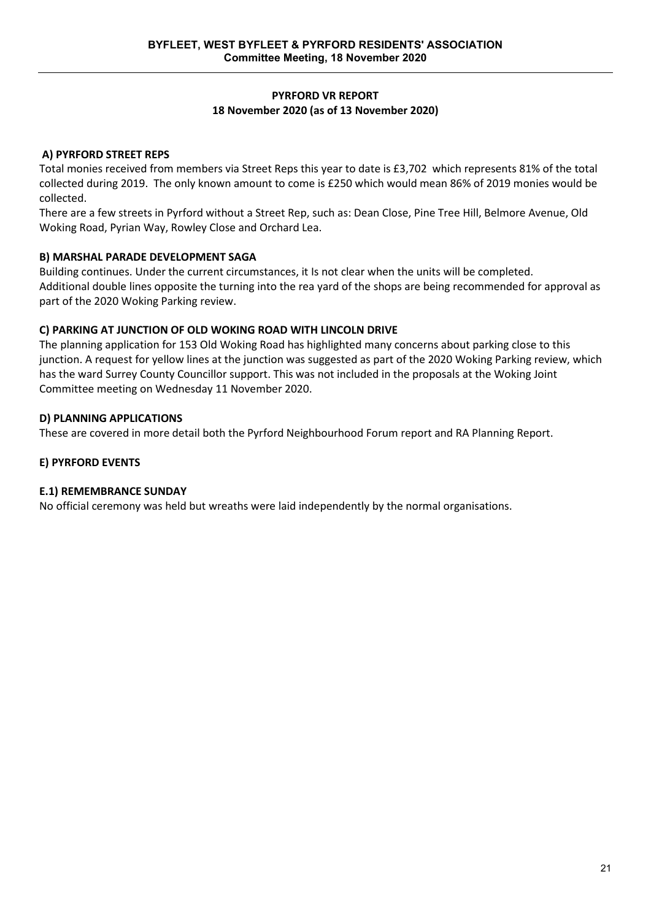**BYFLEET, WEST BYFLEET & PYRFORD RESIDENTS' ASSOCIATION**
**Committee Meeting, 18 November 2020**

# PYRFORD VR REPORT
## 18 November 2020 (as of 13 November 2020)

### A) PYRFORD STREET REPS

Total monies received from members via Street Reps this year to date is £3,702 which represents 81% of the total collected during 2019. The only known amount to come is £250 which would mean 86% of 2019 monies would be collected.

There are a few streets in Pyrford without a Street Rep, such as: Dean Close, Pine Tree Hill, Belmore Avenue, Old Woking Road, Pyrian Way, Rowley Close and Orchard Lea.

### B) MARSHAL PARADE DEVELOPMENT SAGA

Building continues. Under the current circumstances, it Is not clear when the units will be completed.
Additional double lines opposite the turning into the rea yard of the shops are being recommended for approval as part of the 2020 Woking Parking review.

### C) PARKING AT JUNCTION OF OLD WOKING ROAD WITH LINCOLN DRIVE

The planning application for 153 Old Woking Road has highlighted many concerns about parking close to this junction. A request for yellow lines at the junction was suggested as part of the 2020 Woking Parking review, which has the ward Surrey County Councillor support. This was not included in the proposals at the Woking Joint Committee meeting on Wednesday 11 November 2020.

### D) PLANNING APPLICATIONS

These are covered in more detail both the Pyrford Neighbourhood Forum report and RA Planning Report.

### E) PYRFORD EVENTS

#### E.1) REMEMBRANCE SUNDAY

No official ceremony was held but wreaths were laid independently by the normal organisations.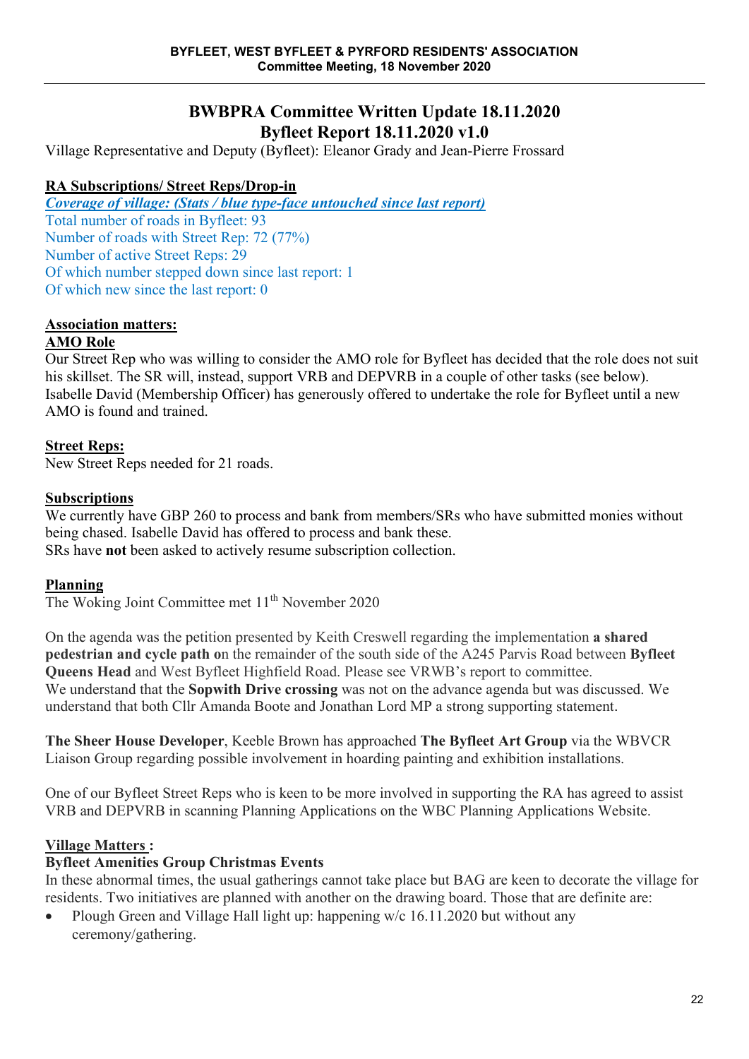# BWBPRA Committee Written Update 18.11.2020
# Byfleet Report 18.11.2020 v1.0

Village Representative and Deputy (Byfleet): Eleanor Grady and Jean-Pierre Frossard

## RA Subscriptions/ Street Reps/Drop-in

***Coverage of village: (Stats / blue type-face untouched since last report)***

Total number of roads in Byfleet: 93
Number of roads with Street Rep: 72 (77%)
Number of active Street Reps: 29
Of which number stepped down since last report: 1
Of which new since the last report: 0

## Association matters:

### AMO Role

Our Street Rep who was willing to consider the AMO role for Byfleet has decided that the role does not suit his skillset. The SR will, instead, support VRB and DEPVRB in a couple of other tasks (see below). Isabelle David (Membership Officer) has generously offered to undertake the role for Byfleet until a new AMO is found and trained.

### Street Reps:

New Street Reps needed for 21 roads.

### Subscriptions

We currently have GBP 260 to process and bank from members/SRs who have submitted monies without being chased. Isabelle David has offered to process and bank these.
SRs have **not** been asked to actively resume subscription collection.

### Planning

The Woking Joint Committee met 11th November 2020

On the agenda was the petition presented by Keith Creswell regarding the implementation **a shared pedestrian and cycle path o**n the remainder of the south side of the A245 Parvis Road between **Byfleet Queens Head** and West Byfleet Highfield Road. Please see VRWB's report to committee.
We understand that the **Sopwith Drive crossing** was not on the advance agenda but was discussed. We understand that both Cllr Amanda Boote and Jonathan Lord MP a strong supporting statement.

**The Sheer House Developer**, Keeble Brown has approached **The Byfleet Art Group** via the WBVCR Liaison Group regarding possible involvement in hoarding painting and exhibition installations.

One of our Byfleet Street Reps who is keen to be more involved in supporting the RA has agreed to assist VRB and DEPVRB in scanning Planning Applications on the WBC Planning Applications Website.

## Village Matters :

### Byfleet Amenities Group Christmas Events

In these abnormal times, the usual gatherings cannot take place but BAG are keen to decorate the village for residents. Two initiatives are planned with another on the drawing board. Those that are definite are:

- Plough Green and Village Hall light up: happening w/c 16.11.2020 but without any ceremony/gathering.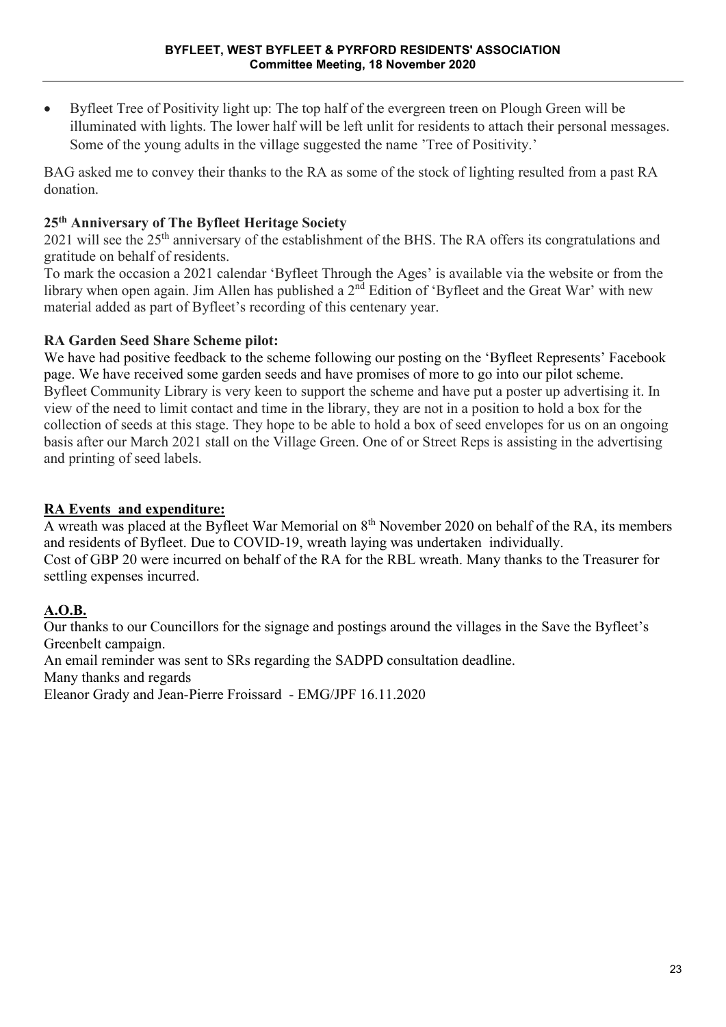- Byfleet Tree of Positivity light up: The top half of the evergreen treen on Plough Green will be illuminated with lights. The lower half will be left unlit for residents to attach their personal messages. Some of the young adults in the village suggested the name 'Tree of Positivity.'

BAG asked me to convey their thanks to the RA as some of the stock of lighting resulted from a past RA donation.

**25th Anniversary of The Byfleet Heritage Society**

2021 will see the 25th anniversary of the establishment of the BHS. The RA offers its congratulations and gratitude on behalf of residents.

To mark the occasion a 2021 calendar 'Byfleet Through the Ages' is available via the website or from the library when open again. Jim Allen has published a 2nd Edition of 'Byfleet and the Great War' with new material added as part of Byfleet's recording of this centenary year.

**RA Garden Seed Share Scheme pilot:**

We have had positive feedback to the scheme following our posting on the 'Byfleet Represents' Facebook page. We have received some garden seeds and have promises of more to go into our pilot scheme. Byfleet Community Library is very keen to support the scheme and have put a poster up advertising it. In view of the need to limit contact and time in the library, they are not in a position to hold a box for the collection of seeds at this stage. They hope to be able to hold a box of seed envelopes for us on an ongoing basis after our March 2021 stall on the Village Green. One of or Street Reps is assisting in the advertising and printing of seed labels.

**RA Events and expenditure:**

A wreath was placed at the Byfleet War Memorial on 8th November 2020 on behalf of the RA, its members and residents of Byfleet. Due to COVID-19, wreath laying was undertaken individually.
Cost of GBP 20 were incurred on behalf of the RA for the RBL wreath. Many thanks to the Treasurer for settling expenses incurred.

**A.O.B.**

Our thanks to our Councillors for the signage and postings around the villages in the Save the Byfleet's Greenbelt campaign.
An email reminder was sent to SRs regarding the SADPD consultation deadline.
Many thanks and regards
Eleanor Grady and Jean-Pierre Froissard - EMG/JPF 16.11.2020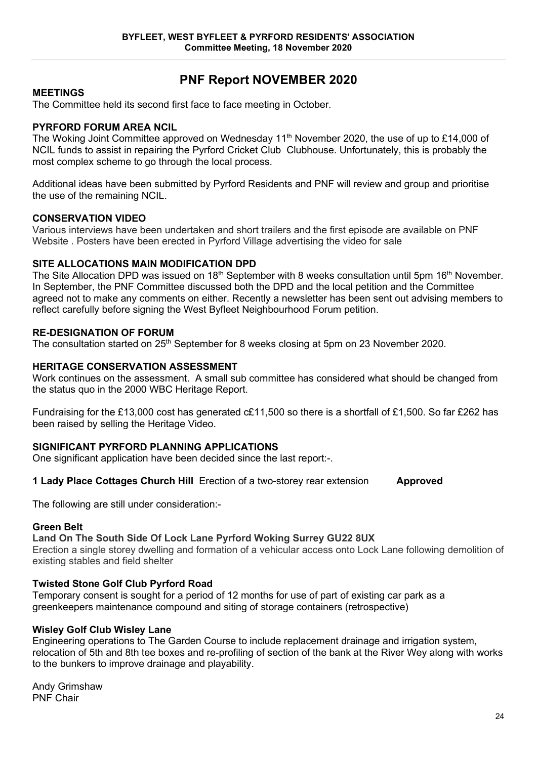# PNF Report NOVEMBER 2020

## MEETINGS

The Committee held its second first face to face meeting in October.

## PYRFORD FORUM AREA NCIL

The Woking Joint Committee approved on Wednesday 11th November 2020, the use of up to £14,000 of NCIL funds to assist in repairing the Pyrford Cricket Club Clubhouse. Unfortunately, this is probably the most complex scheme to go through the local process.

Additional ideas have been submitted by Pyrford Residents and PNF will review and group and prioritise the use of the remaining NCIL.

## CONSERVATION VIDEO

Various interviews have been undertaken and short trailers and the first episode are available on PNF Website . Posters have been erected in Pyrford Village advertising the video for sale

## SITE ALLOCATIONS MAIN MODIFICATION DPD

The Site Allocation DPD was issued on 18th September with 8 weeks consultation until 5pm 16th November. In September, the PNF Committee discussed both the DPD and the local petition and the Committee agreed not to make any comments on either. Recently a newsletter has been sent out advising members to reflect carefully before signing the West Byfleet Neighbourhood Forum petition.

## RE-DESIGNATION OF FORUM

The consultation started on 25th September for 8 weeks closing at 5pm on 23 November 2020.

## HERITAGE CONSERVATION ASSESSMENT

Work continues on the assessment. A small sub committee has considered what should be changed from the status quo in the 2000 WBC Heritage Report.

Fundraising for the £13,000 cost has generated c£11,500 so there is a shortfall of £1,500. So far £262 has been raised by selling the Heritage Video.

## SIGNIFICANT PYRFORD PLANNING APPLICATIONS

One significant application have been decided since the last report:-.

**1 Lady Place Cottages Church Hill** Erection of a two-storey rear extension **Approved**

The following are still under consideration:-

**Green Belt**

**Land On The South Side Of Lock Lane Pyrford Woking Surrey GU22 8UX**

Erection a single storey dwelling and formation of a vehicular access onto Lock Lane following demolition of existing stables and field shelter

**Twisted Stone Golf Club Pyrford Road**

Temporary consent is sought for a period of 12 months for use of part of existing car park as a greenkeepers maintenance compound and siting of storage containers (retrospective)

**Wisley Golf Club Wisley Lane**

Engineering operations to The Garden Course to include replacement drainage and irrigation system, relocation of 5th and 8th tee boxes and re-profiling of section of the bank at the River Wey along with works to the bunkers to improve drainage and playability.

Andy Grimshaw
PNF Chair